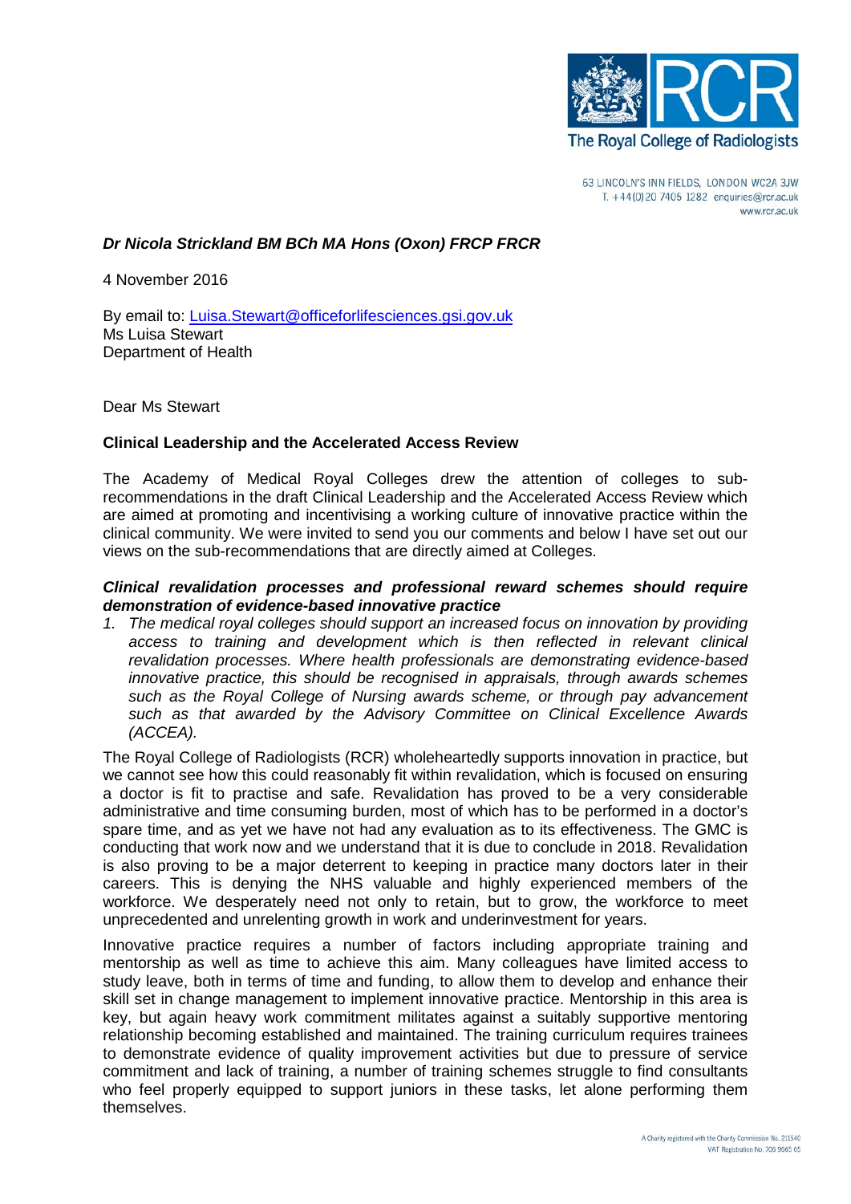The Royal College of Radiologists

63 LINCOLN'S INN FIELDS, LONDON WC2A 3JW
T. +44(0)20 7405 1282 enquiries@rcr.ac.uk
www.rcr.ac.uk

***Dr Nicola Strickland BM BCh MA Hons (Oxon) FRCP FRCR***

4 November 2016

By email to: Luisa.Stewart@officeforlifesciences.gsi.gov.uk
Ms Luisa Stewart
Department of Health

Dear Ms Stewart

**Clinical Leadership and the Accelerated Access Review**

The Academy of Medical Royal Colleges drew the attention of colleges to sub-recommendations in the draft Clinical Leadership and the Accelerated Access Review which are aimed at promoting and incentivising a working culture of innovative practice within the clinical community. We were invited to send you our comments and below I have set out our views on the sub-recommendations that are directly aimed at Colleges.

***Clinical revalidation processes and professional reward schemes should require demonstration of evidence-based innovative practice***

1. *The medical royal colleges should support an increased focus on innovation by providing access to training and development which is then reflected in relevant clinical revalidation processes. Where health professionals are demonstrating evidence-based innovative practice, this should be recognised in appraisals, through awards schemes such as the Royal College of Nursing awards scheme, or through pay advancement such as that awarded by the Advisory Committee on Clinical Excellence Awards (ACCEA).*

The Royal College of Radiologists (RCR) wholeheartedly supports innovation in practice, but we cannot see how this could reasonably fit within revalidation, which is focused on ensuring a doctor is fit to practise and safe. Revalidation has proved to be a very considerable administrative and time consuming burden, most of which has to be performed in a doctor's spare time, and as yet we have not had any evaluation as to its effectiveness. The GMC is conducting that work now and we understand that it is due to conclude in 2018. Revalidation is also proving to be a major deterrent to keeping in practice many doctors later in their careers. This is denying the NHS valuable and highly experienced members of the workforce. We desperately need not only to retain, but to grow, the workforce to meet unprecedented and unrelenting growth in work and underinvestment for years.

Innovative practice requires a number of factors including appropriate training and mentorship as well as time to achieve this aim. Many colleagues have limited access to study leave, both in terms of time and funding, to allow them to develop and enhance their skill set in change management to implement innovative practice. Mentorship in this area is key, but again heavy work commitment militates against a suitably supportive mentoring relationship becoming established and maintained. The training curriculum requires trainees to demonstrate evidence of quality improvement activities but due to pressure of service commitment and lack of training, a number of training schemes struggle to find consultants who feel properly equipped to support juniors in these tasks, let alone performing them themselves.

A Charity registered with the Charity Commission No. 211540
VAT Registration No. 706 9665 05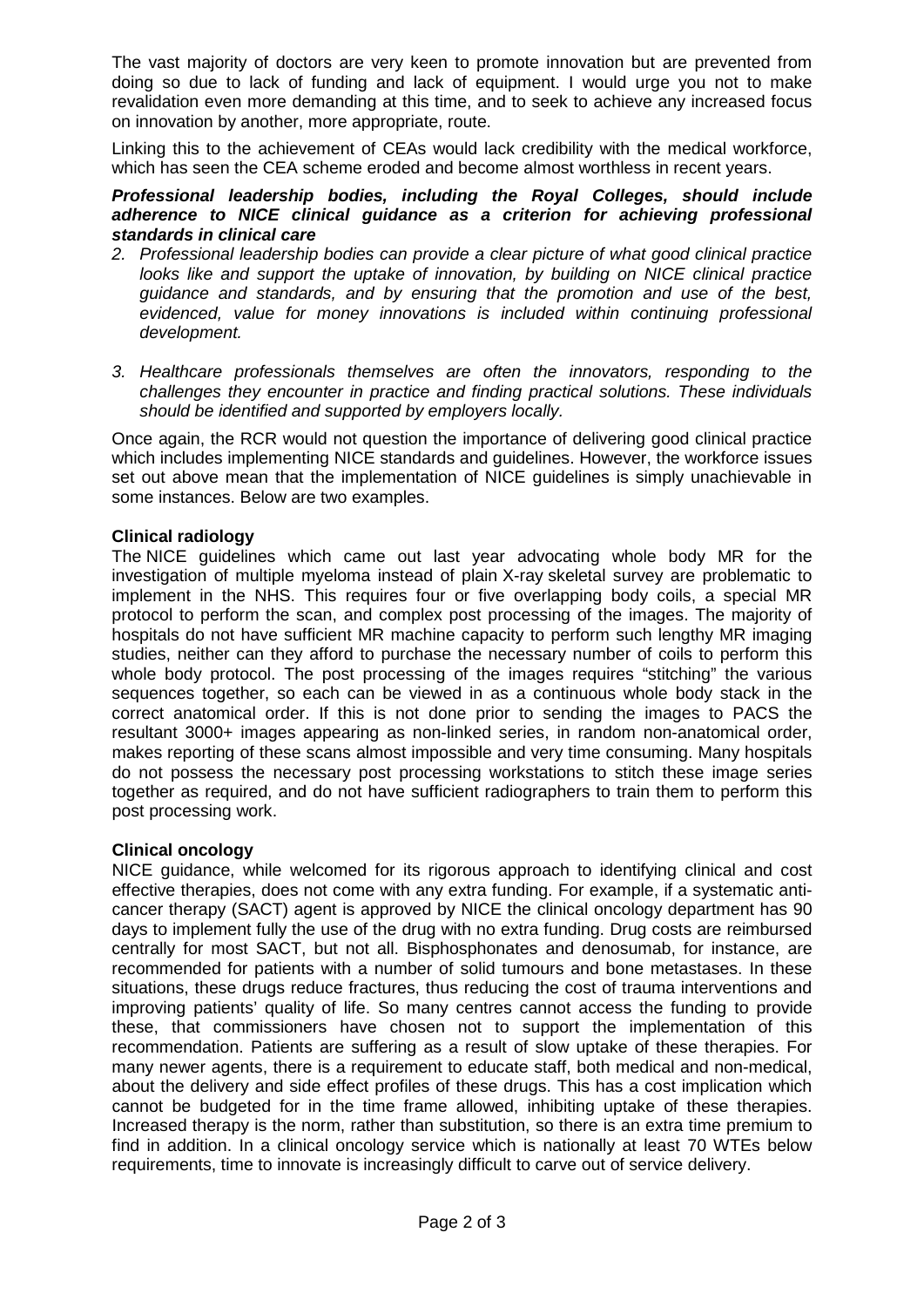The vast majority of doctors are very keen to promote innovation but are prevented from doing so due to lack of funding and lack of equipment. I would urge you not to make revalidation even more demanding at this time, and to seek to achieve any increased focus on innovation by another, more appropriate, route.

Linking this to the achievement of CEAs would lack credibility with the medical workforce, which has seen the CEA scheme eroded and become almost worthless in recent years.

***Professional leadership bodies, including the Royal Colleges, should include adherence to NICE clinical guidance as a criterion for achieving professional standards in clinical care***

2. *Professional leadership bodies can provide a clear picture of what good clinical practice looks like and support the uptake of innovation, by building on NICE clinical practice guidance and standards, and by ensuring that the promotion and use of the best, evidenced, value for money innovations is included within continuing professional development.*

3. *Healthcare professionals themselves are often the innovators, responding to the challenges they encounter in practice and finding practical solutions. These individuals should be identified and supported by employers locally.*

Once again, the RCR would not question the importance of delivering good clinical practice which includes implementing NICE standards and guidelines. However, the workforce issues set out above mean that the implementation of NICE guidelines is simply unachievable in some instances. Below are two examples.

**Clinical radiology**

The NICE guidelines which came out last year advocating whole body MR for the investigation of multiple myeloma instead of plain X-ray skeletal survey are problematic to implement in the NHS. This requires four or five overlapping body coils, a special MR protocol to perform the scan, and complex post processing of the images. The majority of hospitals do not have sufficient MR machine capacity to perform such lengthy MR imaging studies, neither can they afford to purchase the necessary number of coils to perform this whole body protocol. The post processing of the images requires "stitching" the various sequences together, so each can be viewed in as a continuous whole body stack in the correct anatomical order. If this is not done prior to sending the images to PACS the resultant 3000+ images appearing as non-linked series, in random non-anatomical order, makes reporting of these scans almost impossible and very time consuming. Many hospitals do not possess the necessary post processing workstations to stitch these image series together as required, and do not have sufficient radiographers to train them to perform this post processing work.

**Clinical oncology**

NICE guidance, while welcomed for its rigorous approach to identifying clinical and cost effective therapies, does not come with any extra funding. For example, if a systematic anti-cancer therapy (SACT) agent is approved by NICE the clinical oncology department has 90 days to implement fully the use of the drug with no extra funding. Drug costs are reimbursed centrally for most SACT, but not all. Bisphosphonates and denosumab, for instance, are recommended for patients with a number of solid tumours and bone metastases. In these situations, these drugs reduce fractures, thus reducing the cost of trauma interventions and improving patients' quality of life. So many centres cannot access the funding to provide these, that commissioners have chosen not to support the implementation of this recommendation. Patients are suffering as a result of slow uptake of these therapies. For many newer agents, there is a requirement to educate staff, both medical and non-medical, about the delivery and side effect profiles of these drugs. This has a cost implication which cannot be budgeted for in the time frame allowed, inhibiting uptake of these therapies. Increased therapy is the norm, rather than substitution, so there is an extra time premium to find in addition. In a clinical oncology service which is nationally at least 70 WTEs below requirements, time to innovate is increasingly difficult to carve out of service delivery.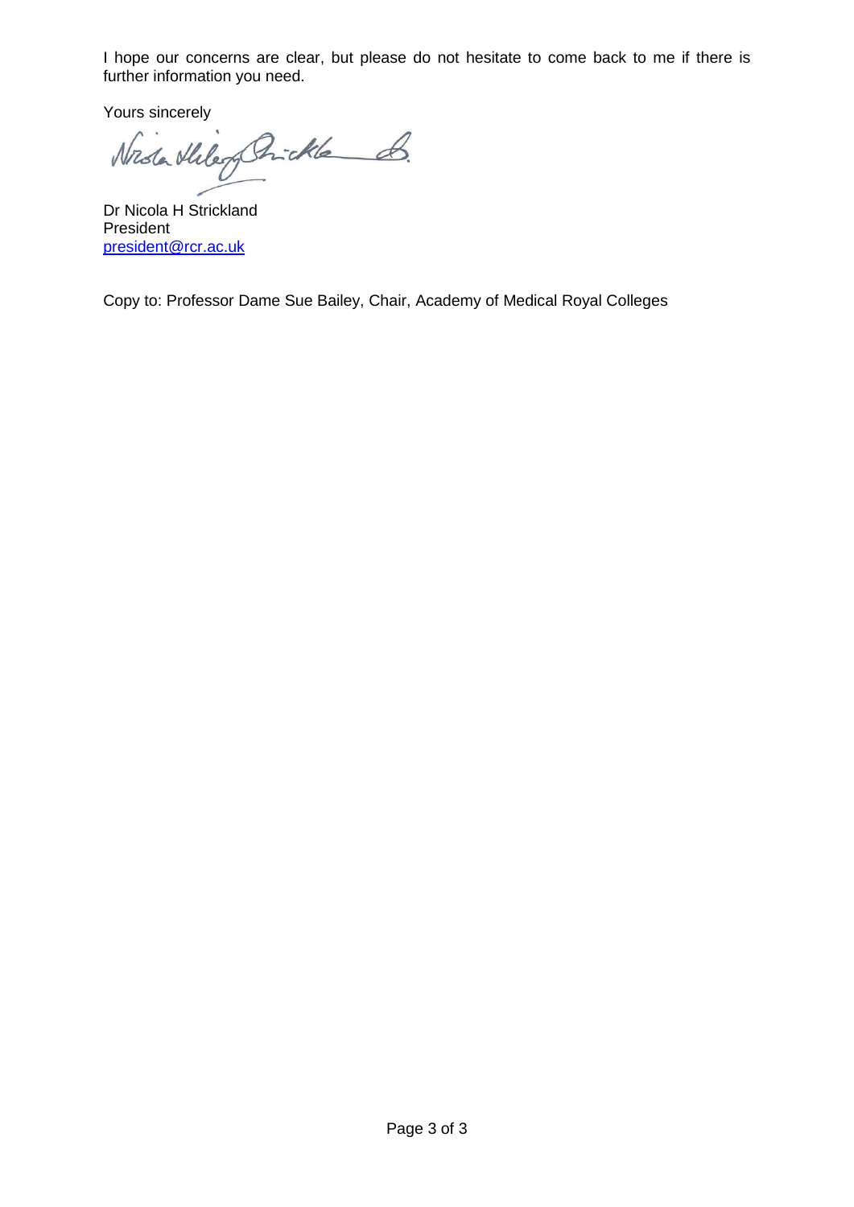I hope our concerns are clear, but please do not hesitate to come back to me if there is further information you need.

Yours sincerely

Dr Nicola H Strickland
President
president@rcr.ac.uk

Copy to: Professor Dame Sue Bailey, Chair, Academy of Medical Royal Colleges